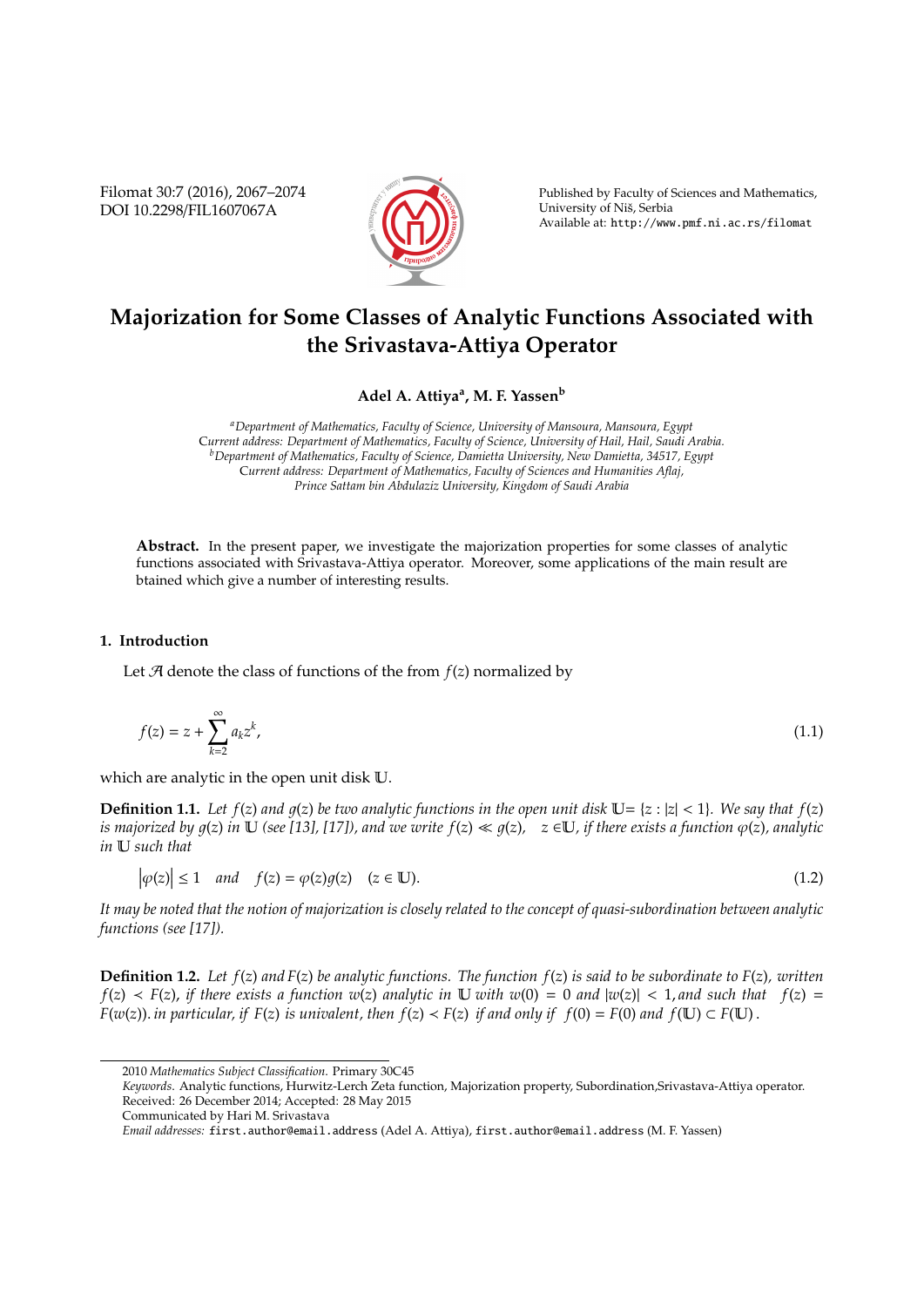# Majorization for Some Classes of Analytic Functions Associated with the Srivastava-Attiya Operator

**Adel A. Attiya[a], M. F. Yassen[b]**

[a]Department of Mathematics, Faculty of Science, University of Mansoura, Mansoura, Egypt
Current address: Department of Mathematics, Faculty of Science, University of Hail, Hail, Saudi Arabia.
[b]Department of Mathematics, Faculty of Science, Damietta University, New Damietta, 34517, Egypt
Current address: Department of Mathematics, Faculty of Sciences and Humanities Aflaj,
Prince Sattam bin Abdulaziz University, Kingdom of Saudi Arabia

**Abstract.** In the present paper, we investigate the majorization properties for some classes of analytic functions associated with Srivastava-Attiya operator. Moreover, some applications of the main result are btained which give a number of interesting results.

## 1. Introduction

Let $\mathcal{A}$ denote the class of functions of the from $f(z)$ normalized by

$$f(z) = z + \sum_{k=2}^{\infty} a_k z^k, \tag{1.1}$$

which are analytic in the open unit disk $\mathbb{U}$.

**Definition 1.1.** *Let $f(z)$ and $g(z)$ be two analytic functions in the open unit disk $\mathbb{U} = \{z : |z| < 1\}$. We say that $f(z)$ is majorized by $g(z)$ in $\mathbb{U}$ (see [13], [17]), and we write $f(z) \ll g(z)$, $z \in \mathbb{U}$, if there exists a function $\varphi(z)$, analytic in $\mathbb{U}$ such that*

$$|\varphi(z)| \leq 1 \quad \text{and} \quad f(z) = \varphi(z)g(z) \quad (z \in \mathbb{U}). \tag{1.2}$$

*It may be noted that the notion of majorization is closely related to the concept of quasi-subordination between analytic functions (see [17]).*

**Definition 1.2.** *Let $f(z)$ and $F(z)$ be analytic functions. The function $f(z)$ is said to be subordinate to $F(z)$, written $f(z) \prec F(z)$, if there exists a function $w(z)$ analytic in $\mathbb{U}$ with $w(0) = 0$ and $|w(z)| < 1$, and such that $f(z) = F(w(z))$. in particular, if $F(z)$ is univalent, then $f(z) \prec F(z)$ if and only if $f(0) = F(0)$ and $f(\mathbb{U}) \subset F(\mathbb{U})$.*

---

2010 *Mathematics Subject Classification*. Primary 30C45

*Keywords*. Analytic functions, Hurwitz-Lerch Zeta function, Majorization property, Subordination,Srivastava-Attiya operator.

Received: 26 December 2014; Accepted: 28 May 2015

Communicated by Hari M. Srivastava

*Email addresses:* first.author@email.address (Adel A. Attiya), first.author@email.address (M. F. Yassen)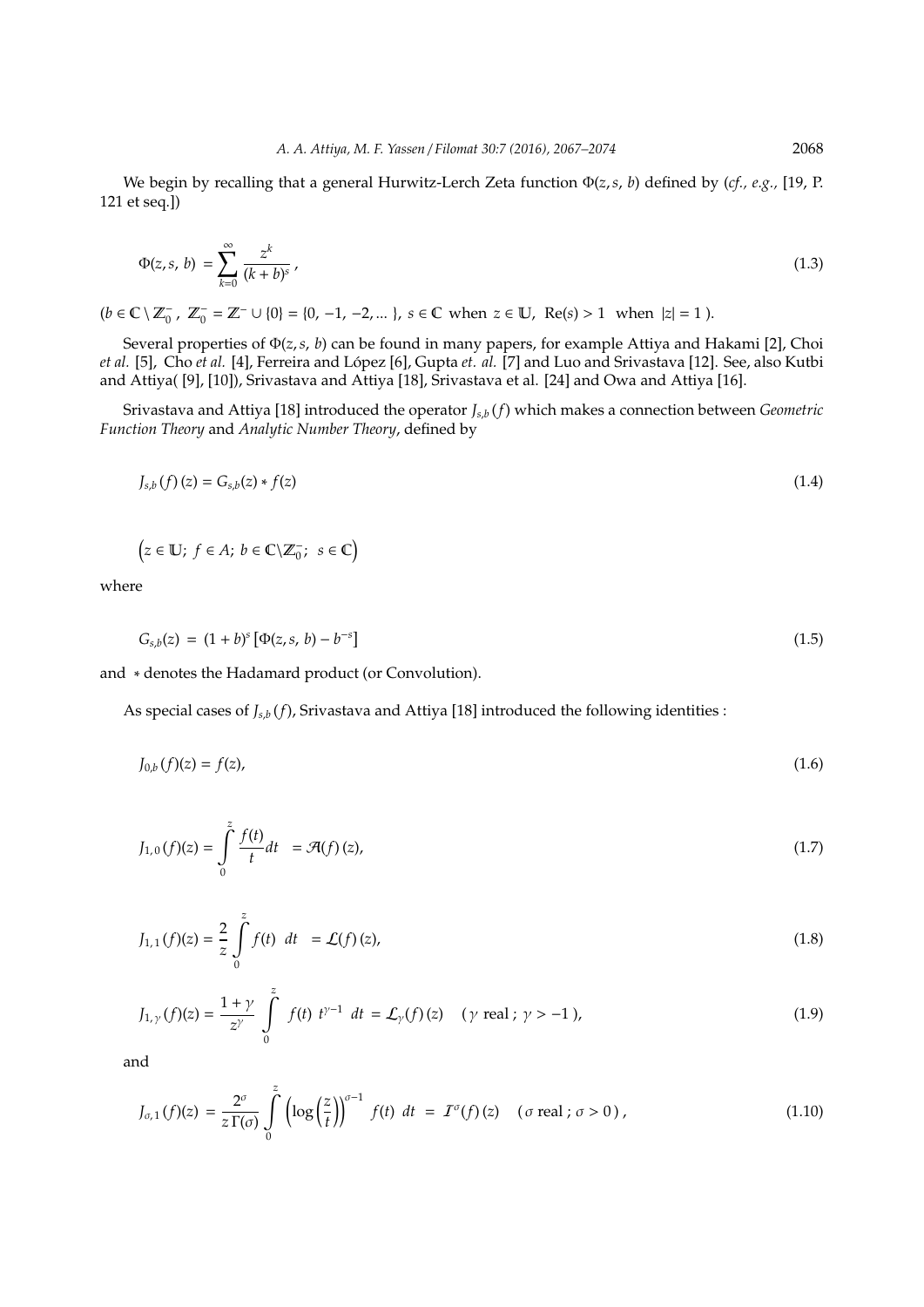We begin by recalling that a general Hurwitz-Lerch Zeta function $\Phi(z, s, b)$ defined by (*cf., e.g.,* [19, P. 121 et seq.])

$$\Phi(z, s, b) = \sum_{k=0}^{\infty} \frac{z^k}{(k+b)^s}, \tag{1.3}$$

$(b \in \mathbb{C} \setminus \mathbb{Z}_0^-,\ \mathbb{Z}_0^- = \mathbb{Z}^- \cup \{0\} = \{0, -1, -2, \dots\},\ s \in \mathbb{C} \text{ when } z \in \mathbb{U},\ \mathrm{Re}(s) > 1 \text{ when } |z| = 1\ )$.

Several properties of $\Phi(z, s, b)$ can be found in many papers, for example Attiya and Hakami [2], Choi *et al.* [5], Cho *et al.* [4], Ferreira and López [6], Gupta *et. al.* [7] and Luo and Srivastava [12]. See, also Kutbi and Attiya( [9], [10]), Srivastava and Attiya [18], Srivastava et al. [24] and Owa and Attiya [16].

Srivastava and Attiya [18] introduced the operator $J_{s,b}(f)$ which makes a connection between *Geometric Function Theory* and *Analytic Number Theory*, defined by

$$J_{s,b}(f)(z) = G_{s,b}(z) * f(z) \tag{1.4}$$

$$\left(z \in \mathbb{U};\ f \in A;\ b \in \mathbb{C} \setminus \mathbb{Z}_0^-;\ s \in \mathbb{C}\right)$$

where

$$G_{s,b}(z) = (1+b)^s \left[\Phi(z, s, b) - b^{-s}\right] \tag{1.5}$$

and $*$ denotes the Hadamard product (or Convolution).

As special cases of $J_{s,b}(f)$, Srivastava and Attiya [18] introduced the following identities :

$$J_{0,b}(f)(z) = f(z), \tag{1.6}$$

$$J_{1,0}(f)(z) = \int_0^z \frac{f(t)}{t} dt = \mathcal{A}(f)(z), \tag{1.7}$$

$$J_{1,1}(f)(z) = \frac{2}{z} \int_0^z f(t)\ dt = \mathcal{L}(f)(z), \tag{1.8}$$

$$J_{1,\gamma}(f)(z) = \frac{1+\gamma}{z^\gamma} \int_0^z f(t)\ t^{\gamma-1}\ dt = \mathcal{L}_\gamma(f)(z) \quad (\gamma \text{ real};\ \gamma > -1\ ), \tag{1.9}$$

and

$$J_{\sigma,1}(f)(z) = \frac{2^\sigma}{z\,\Gamma(\sigma)} \int_0^z \left(\log\left(\frac{z}{t}\right)\right)^{\sigma-1} f(t)\ dt = \mathcal{I}^\sigma(f)(z) \quad (\sigma \text{ real};\ \sigma > 0\ ), \tag{1.10}$$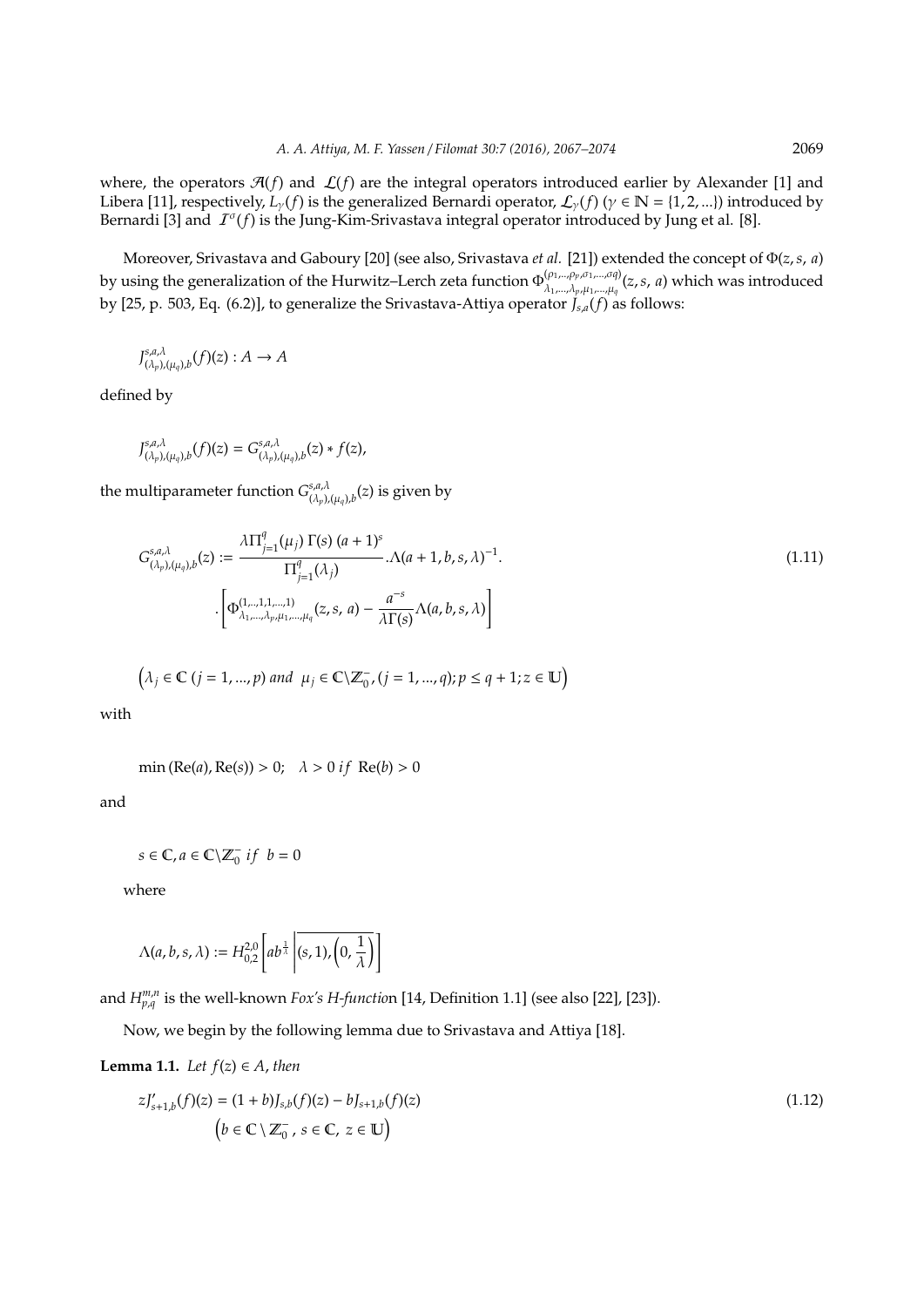where, the operators $\mathcal{A}(f)$ and $\mathcal{L}(f)$ are the integral operators introduced earlier by Alexander [1] and Libera [11], respectively, $L_\gamma(f)$ is the generalized Bernardi operator, $\mathcal{L}_\gamma(f)$ ($\gamma \in \mathbb{N} = \{1, 2, ...\}$) introduced by Bernardi [3] and $\mathcal{I}^\sigma(f)$ is the Jung-Kim-Srivastava integral operator introduced by Jung et al. [8].

Moreover, Srivastava and Gaboury [20] (see also, Srivastava *et al.* [21]) extended the concept of $\Phi(z, s, a)$ by using the generalization of the Hurwitz–Lerch zeta function $\Phi^{(\rho_1,..,\rho_p,\sigma_1,...,\sigma q)}_{\lambda_1,...,\lambda_p,\mu_1,...,\mu_q}(z, s, a)$ which was introduced by [25, p. 503, Eq. (6.2)], to generalize the Srivastava-Attiya operator $J_{s,a}(f)$ as follows:

$$J^{s,a,\lambda}_{(\lambda_p),(\mu_q),b}(f)(z) : A \rightarrow A$$

defined by

$$J^{s,a,\lambda}_{(\lambda_p),(\mu_q),b}(f)(z) = G^{s,a,\lambda}_{(\lambda_p),(\mu_q),b}(z) * f(z),$$

the multiparameter function $G^{s,a,\lambda}_{(\lambda_p),(\mu_q),b}(z)$ is given by

$$G^{s,a,\lambda}_{(\lambda_p),(\mu_q),b}(z) := \frac{\lambda \Pi^q_{j=1}(\mu_j)\, \Gamma(s)\, (a+1)^s}{\Pi^q_{j=1}(\lambda_j)} . \Lambda(a+1, b, s, \lambda)^{-1}. \cdot \left[ \Phi^{(1,..,1,1,...,1)}_{\lambda_1,...,\lambda_p,\mu_1,...,\mu_q}(z, s, a) - \frac{a^{-s}}{\lambda \Gamma(s)} \Lambda(a, b, s, \lambda) \right] \tag{1.11}$$

$$\left(\lambda_j \in \mathbb{C}\ (j = 1, ..., p)\ and\ \ \mu_j \in \mathbb{C}\backslash\mathbb{Z}^-_0, (j = 1, ..., q); p \leq q + 1; z \in \mathbb{U}\right)$$

with

$$\min\left(\mathrm{Re}(a), \mathrm{Re}(s)\right) > 0; \quad \lambda > 0\ if\ \ \mathrm{Re}(b) > 0$$

and

$$s \in \mathbb{C}, a \in \mathbb{C}\backslash\mathbb{Z}^-_0\ if\ \ b = 0$$

where

$$\Lambda(a, b, s, \lambda) := H^{2,0}_{0,2}\left[ ab^{\frac{1}{\lambda}} \left| \overline{(s, 1), \left(0, \frac{1}{\lambda}\right)} \right. \right]$$

and $H^{m,n}_{p,q}$ is the well-known *Fox's H-function* [14, Definition 1.1] (see also [22], [23]).

Now, we begin by the following lemma due to Srivastava and Attiya [18].

**Lemma 1.1.** *Let $f(z) \in A$, then*

$$zJ'_{s+1,b}(f)(z) = (1 + b)J_{s,b}(f)(z) - bJ_{s+1,b}(f)(z) \tag{1.12}$$

$$\left(b \in \mathbb{C} \setminus \mathbb{Z}^-_0,\ s \in \mathbb{C},\ z \in \mathbb{U}\right)$$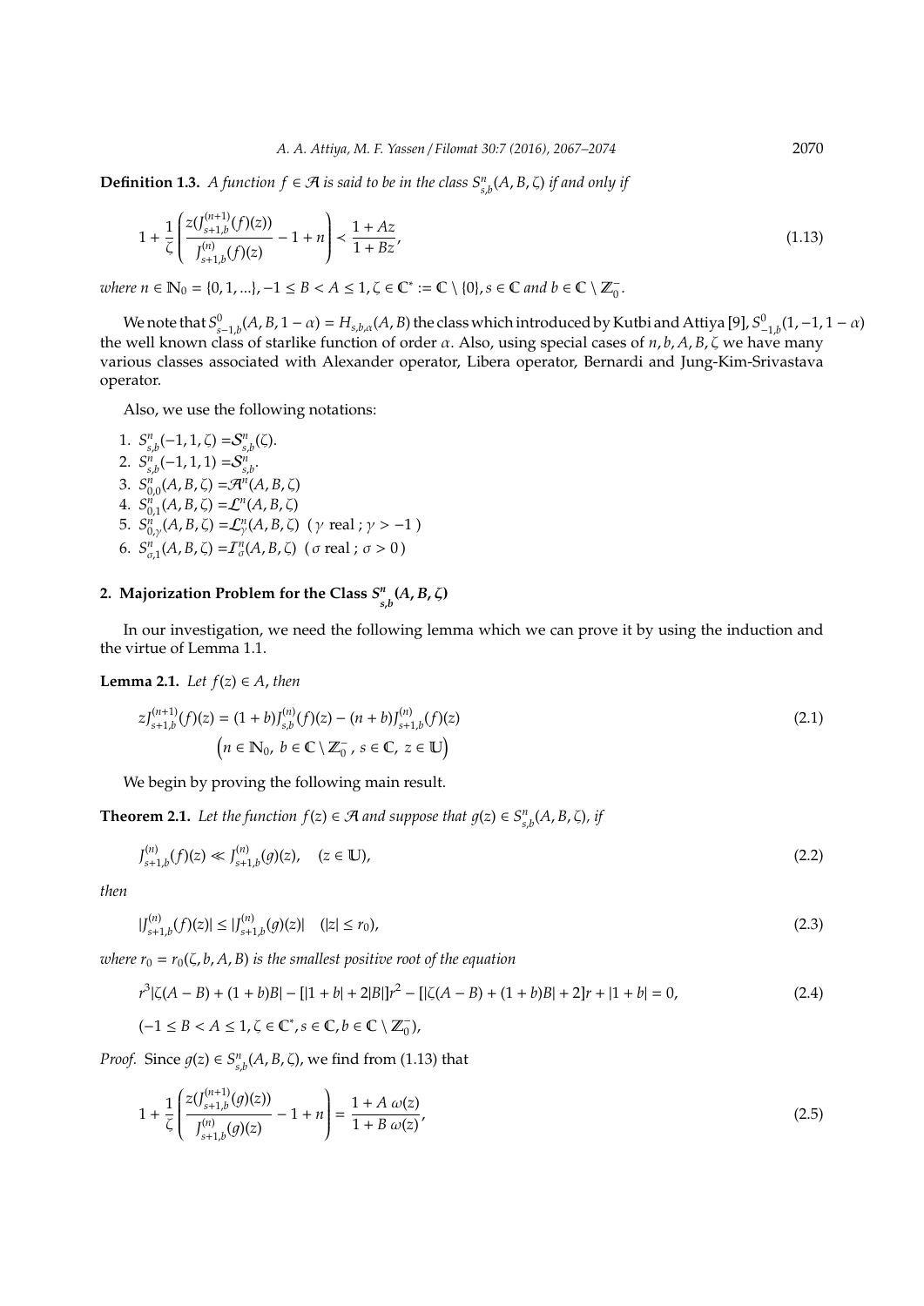**Definition 1.3.** *A function $f \in \mathcal{A}$ is said to be in the class $S^n_{s,b}(A, B, \zeta)$ if and only if*

$$1 + \frac{1}{\zeta}\left(\frac{z(J^{(n+1)}_{s+1,b}(f)(z))}{J^{(n)}_{s+1,b}(f)(z)} - 1 + n\right) \prec \frac{1 + Az}{1 + Bz}, \tag{1.13}$$

*where $n \in \mathbb{N}_0 = \{0, 1, ...\}, -1 \leq B < A \leq 1, \zeta \in \mathbb{C}^* := \mathbb{C} \setminus \{0\}, s \in \mathbb{C}$ and $b \in \mathbb{C} \setminus \mathbb{Z}^-_0$.*

We note that $S^0_{s-1,b}(A, B, 1 - \alpha) = H_{s,b,\alpha}(A, B)$ the class which introduced by Kutbi and Attiya [9], $S^0_{-1,b}(1, -1, 1 - \alpha)$ the well known class of starlike function of order $\alpha$. Also, using special cases of $n, b, A, B, \zeta$ we have many various classes associated with Alexander operator, Libera operator, Bernardi and Jung-Kim-Srivastava operator.

Also, we use the following notations:

1. $S^n_{s,b}(-1, 1, \zeta) = \mathcal{S}^n_{s,b}(\zeta)$.
2. $S^n_{s,b}(-1, 1, 1) = \mathcal{S}^n_{s,b}$.
3. $S^n_{0,0}(A, B, \zeta) = \mathcal{A}^n(A, B, \zeta)$
4. $S^n_{0,1}(A, B, \zeta) = \mathcal{L}^n(A, B, \zeta)$
5. $S^n_{0,\gamma}(A, B, \zeta) = \mathcal{L}^n_\gamma(A, B, \zeta)$ ( $\gamma$ real ; $\gamma > -1$ )
6. $S^n_{\sigma,1}(A, B, \zeta) = \mathcal{I}^n_\sigma(A, B, \zeta)$ ( $\sigma$ real ; $\sigma > 0$ )

## 2. Majorization Problem for the Class $S^n_{s,b}(A, B, \zeta)$

In our investigation, we need the following lemma which we can prove it by using the induction and the virtue of Lemma 1.1.

**Lemma 2.1.** *Let $f(z) \in A$, then*

$$zJ^{(n+1)}_{s+1,b}(f)(z) = (1 + b)J^{(n)}_{s,b}(f)(z) - (n + b)J^{(n)}_{s+1,b}(f)(z) \tag{2.1}$$
$$\left(n \in \mathbb{N}_0,\ b \in \mathbb{C} \setminus \mathbb{Z}^-_0,\ s \in \mathbb{C},\ z \in \mathbb{U}\right)$$

We begin by proving the following main result.

**Theorem 2.1.** *Let the function $f(z) \in \mathcal{A}$ and suppose that $g(z) \in S^n_{s,b}(A, B, \zeta)$, if*

$$J^{(n)}_{s+1,b}(f)(z) \ll J^{(n)}_{s+1,b}(g)(z), \quad (z \in \mathbb{U}), \tag{2.2}$$

*then*

$$|J^{(n)}_{s+1,b}(f)(z)| \leq |J^{(n)}_{s+1,b}(g)(z)| \quad (|z| \leq r_0), \tag{2.3}$$

*where $r_0 = r_0(\zeta, b, A, B)$ is the smallest positive root of the equation*

$$r^3|\zeta(A - B) + (1 + b)B| - [|1 + b| + 2|B|]r^2 - [|\zeta(A - B) + (1 + b)B| + 2]r + |1 + b| = 0, \tag{2.4}$$

$$(-1 \leq B < A \leq 1, \zeta \in \mathbb{C}^*, s \in \mathbb{C}, b \in \mathbb{C} \setminus \mathbb{Z}^-_0),$$

*Proof.* Since $g(z) \in S^n_{s,b}(A, B, \zeta)$, we find from (1.13) that

$$1 + \frac{1}{\zeta}\left(\frac{z(J^{(n+1)}_{s+1,b}(g)(z))}{J^{(n)}_{s+1,b}(g)(z)} - 1 + n\right) = \frac{1 + A\ \omega(z)}{1 + B\ \omega(z)}, \tag{2.5}$$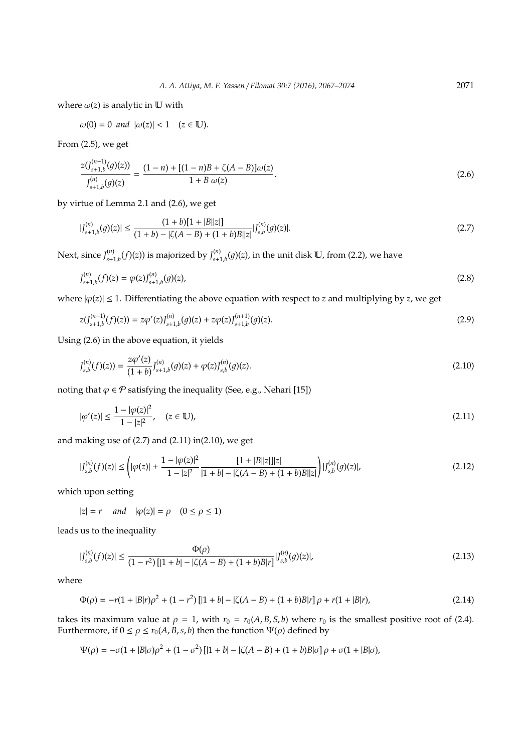where $\omega(z)$ is analytic in $\mathbb{U}$ with

$$\omega(0) = 0 \ \ and \ \ |\omega(z)| < 1 \quad (z \in \mathbb{U}).$$

From (2.5), we get

$$\frac{z(J_{s+1,b}^{(n+1)}(g)(z))}{J_{s+1,b}^{(n)}(g)(z)} = \frac{(1-n) + [(1-n)B + \zeta(A-B)]\omega(z)}{1 + B\,\omega(z)}. \tag{2.6}$$

by virtue of Lemma 2.1 and (2.6), we get

$$|J_{s+1,b}^{(n)}(g)(z)| \leq \frac{(1+b)[1+|B||z|]}{(1+b) - |\zeta(A-B) + (1+b)B||z|} |J_{s,b}^{(n)}(g)(z)|. \tag{2.7}$$

Next, since $J_{s+1,b}^{(n)}(f)(z))$ is majorized by $J_{s+1,b}^{(n)}(g)(z)$, in the unit disk $\mathbb{U}$, from (2.2), we have

$$J_{s+1,b}^{(n)}(f)(z) = \varphi(z) J_{s+1,b}^{(n)}(g)(z), \tag{2.8}$$

where $|\varphi(z)| \leq 1$. Differentiating the above equation with respect to $z$ and multiplying by $z$, we get

$$z(J_{s+1,b}^{(n+1)}(f)(z)) = z\varphi'(z) J_{s+1,b}^{(n)}(g)(z) + z\varphi(z) J_{s+1,b}^{(n+1)}(g)(z). \tag{2.9}$$

Using (2.6) in the above equation, it yields

$$J_{s,b}^{(n)}(f)(z)) = \frac{z\varphi'(z)}{(1+b)} J_{s+1,b}^{(n)}(g)(z) + \varphi(z) J_{s,b}^{(n)}(g)(z). \tag{2.10}$$

noting that $\varphi \in \mathcal{P}$ satisfying the inequality (See, e.g., Nehari [15])

$$|\varphi'(z)| \leq \frac{1 - |\varphi(z)|^2}{1 - |z|^2}, \quad (z \in \mathbb{U}), \tag{2.11}$$

and making use of (2.7) and (2.11) in(2.10), we get

$$|J_{s,b}^{(n)}(f)(z)| \leq \left( |\varphi(z)| + \frac{1 - |\varphi(z)|^2}{1 - |z|^2} \frac{[1 + |B||z|]|z|}{|1+b| - |\zeta(A-B) + (1+b)B||z|} \right) |J_{s,b}^{(n)}(g)(z)|, \tag{2.12}$$

which upon setting

$$|z| = r \quad and \quad |\varphi(z)| = \rho \quad (0 \leq \rho \leq 1)$$

leads us to the inequality

$$|J_{s,b}^{(n)}(f)(z)| \leq \frac{\Phi(\rho)}{(1-r^2)\,[|1+b| - |\zeta(A-B) + (1+b)B|r]} |J_{s,b}^{(n)}(g)(z)|, \tag{2.13}$$

where

$$\Phi(\rho) = -r(1+|B|r)\rho^2 + (1-r^2)\,[|1+b| - |\zeta(A-B) + (1+b)B|r]\,\rho + r(1+|B|r), \tag{2.14}$$

takes its maximum value at $\rho = 1$, with $r_0 = r_0(A, B, S, b)$ where $r_0$ is the smallest positive root of (2.4). Furthermore, if $0 \leq \rho \leq r_0(A, B, s, b)$ then the function $\Psi(\rho)$ defined by

$$\Psi(\rho) = -\sigma(1+|B|\sigma)\rho^2 + (1-\sigma^2)\,[|1+b| - |\zeta(A-B) + (1+b)B|\sigma]\,\rho + \sigma(1+|B|\sigma),$$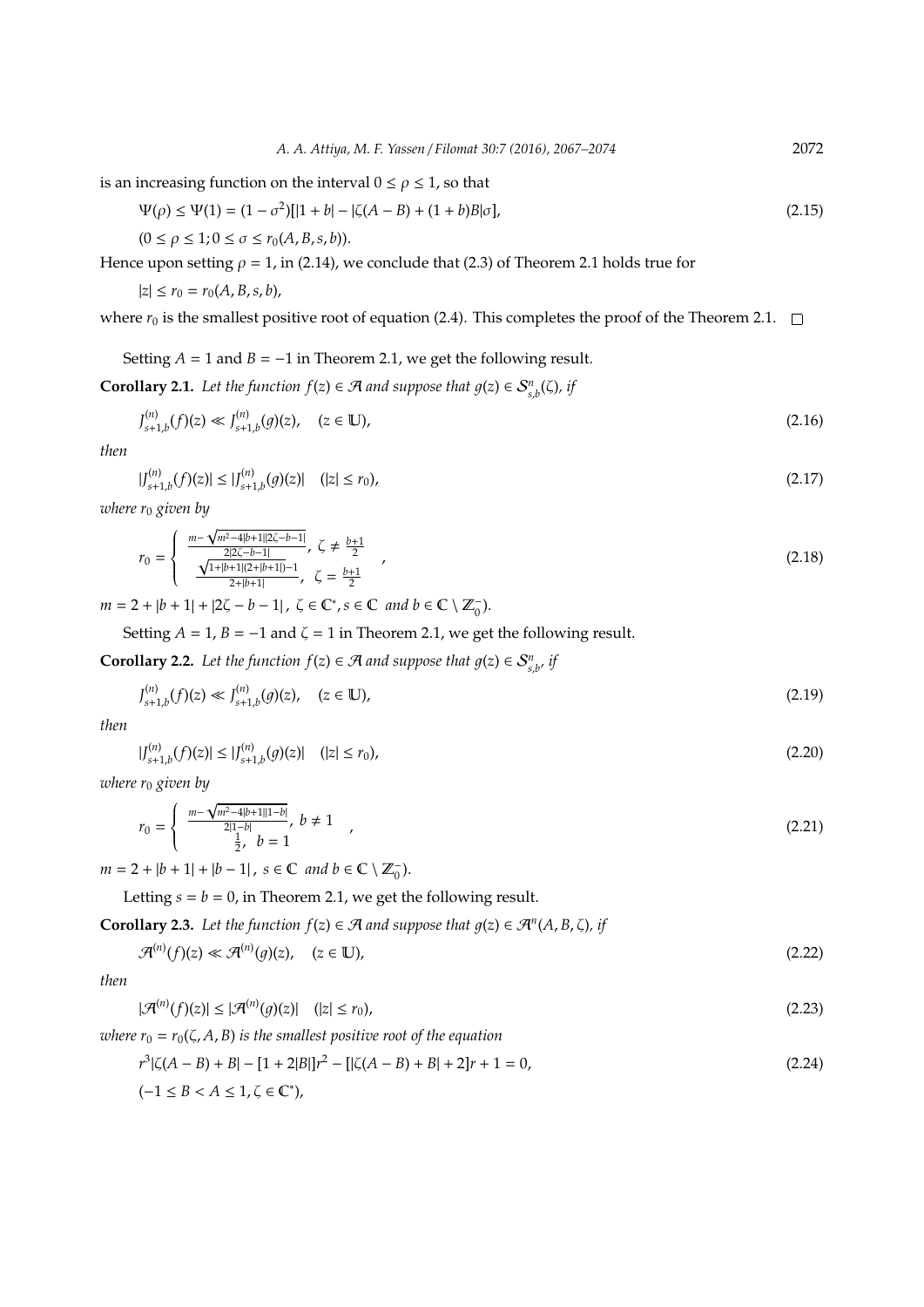is an increasing function on the interval $0 \leq \rho \leq 1$, so that

$$\Psi(\rho) \leq \Psi(1) = (1-\sigma^2)[|1+b| - |\zeta(A-B) + (1+b)B|\sigma], \tag{2.15}$$

$$(0 \leq \rho \leq 1; 0 \leq \sigma \leq r_0(A, B, s, b)).$$

Hence upon setting $\rho = 1$, in (2.14), we conclude that (2.3) of Theorem 2.1 holds true for

$$|z| \leq r_0 = r_0(A, B, s, b),$$

where $r_0$ is the smallest positive root of equation (2.4). This completes the proof of the Theorem 2.1. □

Setting $A = 1$ and $B = -1$ in Theorem 2.1, we get the following result.

**Corollary 2.1.** *Let the function $f(z) \in \mathcal{A}$ and suppose that $g(z) \in \mathcal{S}^n_{s,b}(\zeta)$, if*

$$J^{(n)}_{s+1,b}(f)(z) \ll J^{(n)}_{s+1,b}(g)(z), \quad (z \in \mathbb{U}), \tag{2.16}$$

*then*

$$|J^{(n)}_{s+1,b}(f)(z)| \leq |J^{(n)}_{s+1,b}(g)(z)| \quad (|z| \leq r_0), \tag{2.17}$$

*where $r_0$ given by*

$$r_0 = \begin{cases} \frac{m - \sqrt{m^2 - 4|b+1||2\zeta - b - 1|}}{2|2\zeta - b - 1|}, & \zeta \neq \frac{b+1}{2} \\ \frac{\sqrt{1 + |b+1|(2 + |b+1|)} - 1}{2 + |b+1|}, & \zeta = \frac{b+1}{2} \end{cases}, \tag{2.18}$$

$m = 2 + |b+1| + |2\zeta - b - 1|$, $\zeta \in \mathbb{C}^*, s \in \mathbb{C}$ *and* $b \in \mathbb{C} \setminus \mathbb{Z}^-_0$).

Setting $A = 1$, $B = -1$ and $\zeta = 1$ in Theorem 2.1, we get the following result.

**Corollary 2.2.** *Let the function $f(z) \in \mathcal{A}$ and suppose that $g(z) \in \mathcal{S}^n_{s,b}$, if*

$$J^{(n)}_{s+1,b}(f)(z) \ll J^{(n)}_{s+1,b}(g)(z), \quad (z \in \mathbb{U}), \tag{2.19}$$

*then*

$$|J^{(n)}_{s+1,b}(f)(z)| \leq |J^{(n)}_{s+1,b}(g)(z)| \quad (|z| \leq r_0), \tag{2.20}$$

*where $r_0$ given by*

$$r_0 = \begin{cases} \frac{m - \sqrt{m^2 - 4|b+1||1-b|}}{2|1-b|}, & b \neq 1 \\ \frac{1}{2}, & b = 1 \end{cases}, \tag{2.21}$$

$m = 2 + |b+1| + |b-1|$, $s \in \mathbb{C}$ *and* $b \in \mathbb{C} \setminus \mathbb{Z}^-_0$).

Letting $s = b = 0$, in Theorem 2.1, we get the following result.

**Corollary 2.3.** *Let the function $f(z) \in \mathcal{A}$ and suppose that $g(z) \in \mathcal{A}^n(A, B, \zeta)$, if*

$$\mathcal{A}^{(n)}(f)(z) \ll \mathcal{A}^{(n)}(g)(z), \quad (z \in \mathbb{U}), \tag{2.22}$$

*then*

$$|\mathcal{A}^{(n)}(f)(z)| \leq |\mathcal{A}^{(n)}(g)(z)| \quad (|z| \leq r_0), \tag{2.23}$$

*where $r_0 = r_0(\zeta, A, B)$ is the smallest positive root of the equation*

$$r^3|\zeta(A-B) + B| - [1 + 2|B|]r^2 - [|\zeta(A-B) + B| + 2]r + 1 = 0, \tag{2.24}$$

$$(-1 \leq B < A \leq 1, \zeta \in \mathbb{C}^*),$$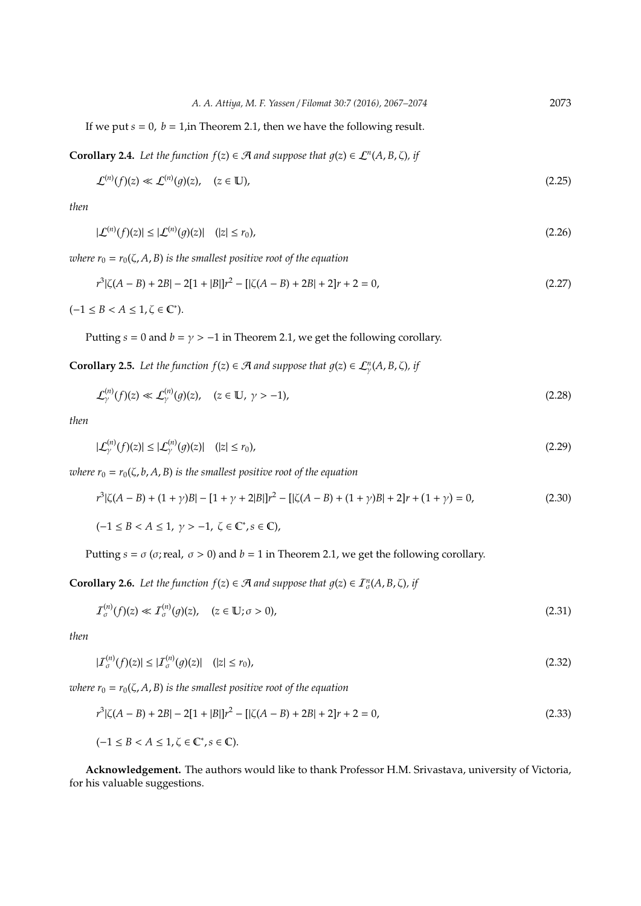If we put $s = 0,\ b = 1$,in Theorem 2.1, then we have the following result.

**Corollary 2.4.** *Let the function $f(z) \in \mathcal{A}$ and suppose that $g(z) \in \mathcal{L}^n(A, B, \zeta)$, if*

$$\mathcal{L}^{(n)}(f)(z) \ll \mathcal{L}^{(n)}(g)(z), \quad (z \in \mathbb{U}), \tag{2.25}$$

*then*

$$|\mathcal{L}^{(n)}(f)(z)| \le |\mathcal{L}^{(n)}(g)(z)| \quad (|z| \le r_0), \tag{2.26}$$

*where $r_0 = r_0(\zeta, A, B)$ is the smallest positive root of the equation*

$$r^3|\zeta(A - B) + 2B| - 2[1 + |B|]r^2 - [|\zeta(A - B) + 2B| + 2]r + 2 = 0, \tag{2.27}$$

$(-1 \le B < A \le 1, \zeta \in \mathbb{C}^*)$.

Putting $s = 0$ and $b = \gamma > -1$ in Theorem 2.1, we get the following corollary.

**Corollary 2.5.** *Let the function $f(z) \in \mathcal{A}$ and suppose that $g(z) \in \mathcal{L}_\gamma^n(A, B, \zeta)$, if*

$$\mathcal{L}_\gamma^{(n)}(f)(z) \ll \mathcal{L}_\gamma^{(n)}(g)(z), \quad (z \in \mathbb{U},\ \gamma > -1), \tag{2.28}$$

*then*

$$|\mathcal{L}_\gamma^{(n)}(f)(z)| \le |\mathcal{L}_\gamma^{(n)}(g)(z)| \quad (|z| \le r_0), \tag{2.29}$$

*where $r_0 = r_0(\zeta, b, A, B)$ is the smallest positive root of the equation*

$$r^3|\zeta(A - B) + (1 + \gamma)B| - [1 + \gamma + 2|B|]r^2 - [|\zeta(A - B) + (1 + \gamma)B| + 2]r + (1 + \gamma) = 0, \tag{2.30}$$

$$(-1 \le B < A \le 1,\ \gamma > -1,\ \zeta \in \mathbb{C}^*, s \in \mathbb{C}),$$

Putting $s = \sigma$ ($\sigma$; real, $\sigma > 0$) and $b = 1$ in Theorem 2.1, we get the following corollary.

**Corollary 2.6.** *Let the function $f(z) \in \mathcal{A}$ and suppose that $g(z) \in \mathcal{I}_\sigma^n(A, B, \zeta)$, if*

$$\mathcal{I}_\sigma^{(n)}(f)(z) \ll \mathcal{I}_\sigma^{(n)}(g)(z), \quad (z \in \mathbb{U}; \sigma > 0), \tag{2.31}$$

*then*

$$|\mathcal{I}_\sigma^{(n)}(f)(z)| \le |\mathcal{I}_\sigma^{(n)}(g)(z)| \quad (|z| \le r_0), \tag{2.32}$$

*where $r_0 = r_0(\zeta, A, B)$ is the smallest positive root of the equation*

$$r^3|\zeta(A - B) + 2B| - 2[1 + |B|]r^2 - [|\zeta(A - B) + 2B| + 2]r + 2 = 0, \tag{2.33}$$

$$(-1 \le B < A \le 1, \zeta \in \mathbb{C}^*, s \in \mathbb{C}).$$

**Acknowledgement.** The authors would like to thank Professor H.M. Srivastava, university of Victoria, for his valuable suggestions.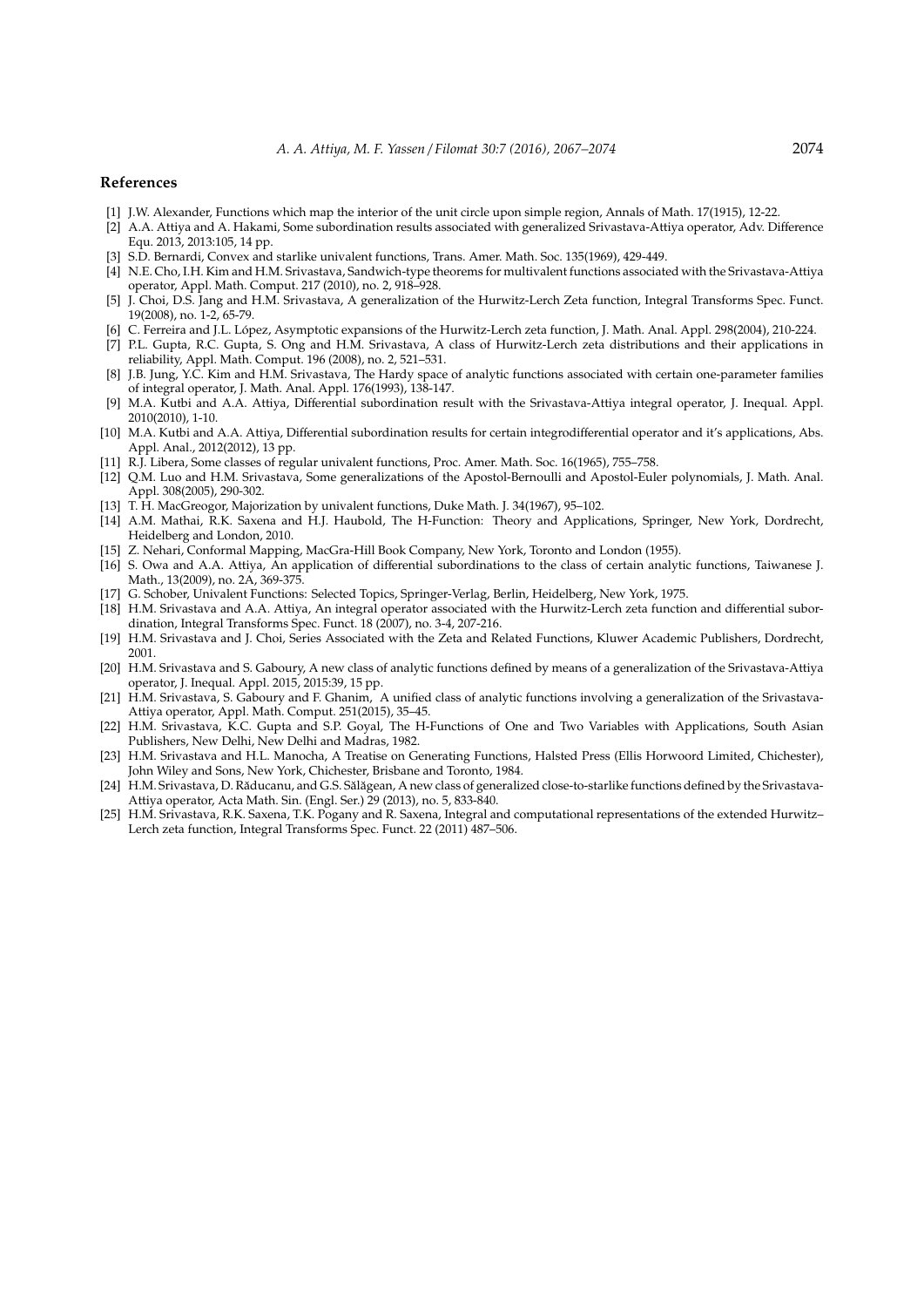## References

[1] J.W. Alexander, Functions which map the interior of the unit circle upon simple region, Annals of Math. 17(1915), 12-22.

[2] A.A. Attiya and A. Hakami, Some subordination results associated with generalized Srivastava-Attiya operator, Adv. Difference Equ. 2013, 2013:105, 14 pp.

[3] S.D. Bernardi, Convex and starlike univalent functions, Trans. Amer. Math. Soc. 135(1969), 429-449.

[4] N.E. Cho, I.H. Kim and H.M. Srivastava, Sandwich-type theorems for multivalent functions associated with the Srivastava-Attiya operator, Appl. Math. Comput. 217 (2010), no. 2, 918–928.

[5] J. Choi, D.S. Jang and H.M. Srivastava, A generalization of the Hurwitz-Lerch Zeta function, Integral Transforms Spec. Funct. 19(2008), no. 1-2, 65-79.

[6] C. Ferreira and J.L. López, Asymptotic expansions of the Hurwitz-Lerch zeta function, J. Math. Anal. Appl. 298(2004), 210-224.

[7] P.L. Gupta, R.C. Gupta, S. Ong and H.M. Srivastava, A class of Hurwitz-Lerch zeta distributions and their applications in reliability, Appl. Math. Comput. 196 (2008), no. 2, 521–531.

[8] J.B. Jung, Y.C. Kim and H.M. Srivastava, The Hardy space of analytic functions associated with certain one-parameter families of integral operator, J. Math. Anal. Appl. 176(1993), 138-147.

[9] M.A. Kutbi and A.A. Attiya, Differential subordination result with the Srivastava-Attiya integral operator, J. Inequal. Appl. 2010(2010), 1-10.

[10] M.A. Kutbi and A.A. Attiya, Differential subordination results for certain integrodifferential operator and it's applications, Abs. Appl. Anal., 2012(2012), 13 pp.

[11] R.J. Libera, Some classes of regular univalent functions, Proc. Amer. Math. Soc. 16(1965), 755–758.

[12] Q.M. Luo and H.M. Srivastava, Some generalizations of the Apostol-Bernoulli and Apostol-Euler polynomials, J. Math. Anal. Appl. 308(2005), 290-302.

[13] T. H. MacGreogor, Majorization by univalent functions, Duke Math. J. 34(1967), 95–102.

[14] A.M. Mathai, R.K. Saxena and H.J. Haubold, The H-Function: Theory and Applications, Springer, New York, Dordrecht, Heidelberg and London, 2010.

[15] Z. Nehari, Conformal Mapping, MacGra-Hill Book Company, New York, Toronto and London (1955).

[16] S. Owa and A.A. Attiya, An application of differential subordinations to the class of certain analytic functions, Taiwanese J. Math., 13(2009), no. 2A, 369-375.

[17] G. Schober, Univalent Functions: Selected Topics, Springer-Verlag, Berlin, Heidelberg, New York, 1975.

[18] H.M. Srivastava and A.A. Attiya, An integral operator associated with the Hurwitz-Lerch zeta function and differential subordination, Integral Transforms Spec. Funct. 18 (2007), no. 3-4, 207-216.

[19] H.M. Srivastava and J. Choi, Series Associated with the Zeta and Related Functions, Kluwer Academic Publishers, Dordrecht, 2001.

[20] H.M. Srivastava and S. Gaboury, A new class of analytic functions defined by means of a generalization of the Srivastava-Attiya operator, J. Inequal. Appl. 2015, 2015:39, 15 pp.

[21] H.M. Srivastava, S. Gaboury and F. Ghanim, A unified class of analytic functions involving a generalization of the Srivastava-Attiya operator, Appl. Math. Comput. 251(2015), 35–45.

[22] H.M. Srivastava, K.C. Gupta and S.P. Goyal, The H-Functions of One and Two Variables with Applications, South Asian Publishers, New Delhi, New Delhi and Madras, 1982.

[23] H.M. Srivastava and H.L. Manocha, A Treatise on Generating Functions, Halsted Press (Ellis Horwood Limited, Chichester), John Wiley and Sons, New York, Chichester, Brisbane and Toronto, 1984.

[24] H.M. Srivastava, D. Răducanu, and G.S. Sălăgean, A new class of generalized close-to-starlike functions defined by the Srivastava-Attiya operator, Acta Math. Sin. (Engl. Ser.) 29 (2013), no. 5, 833-840.

[25] H.M. Srivastava, R.K. Saxena, T.K. Pogany and R. Saxena, Integral and computational representations of the extended Hurwitz–Lerch zeta function, Integral Transforms Spec. Funct. 22 (2011) 487–506.